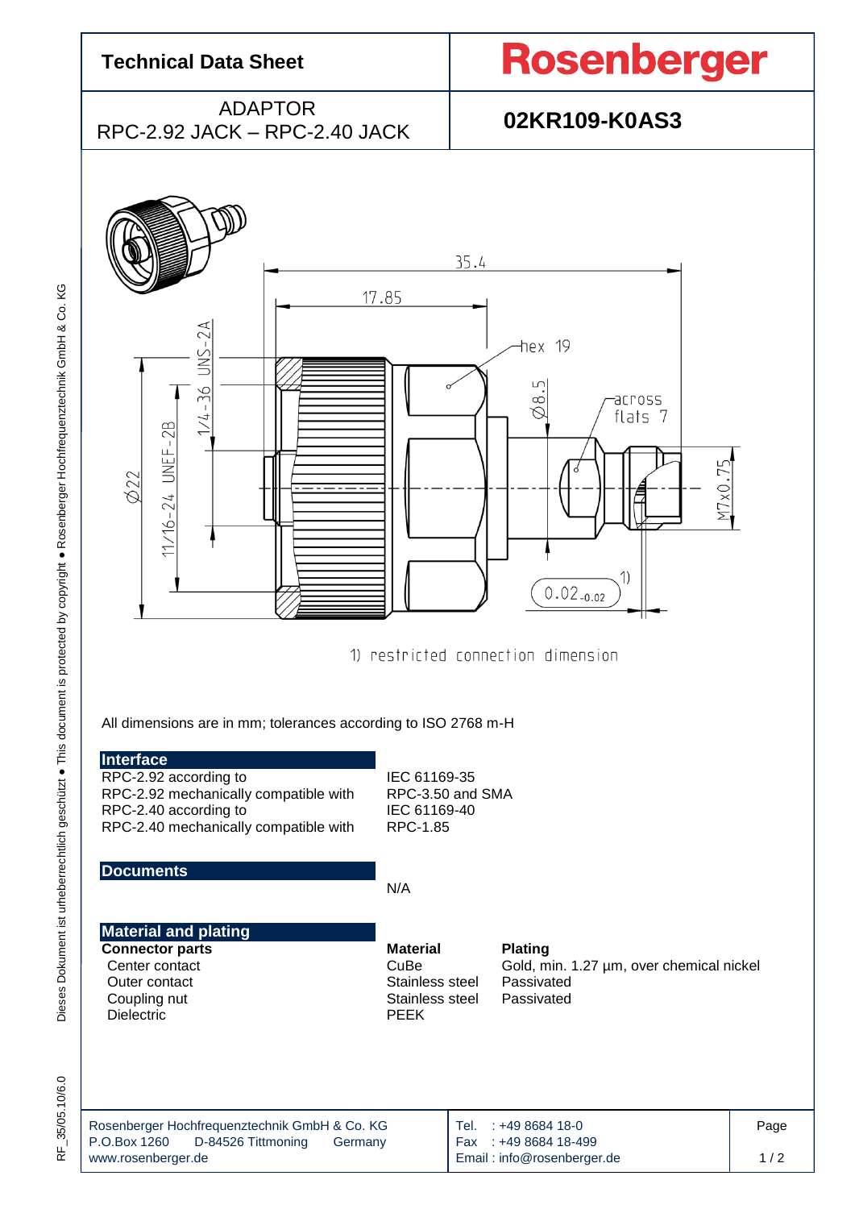# Technical Data Sheet

**Rosenberger**

ADAPTOR
RPC-2.92 JACK – RPC-2.40 JACK

**02KR109-K0AS3**

35.4
17.85
hex 19
Ø8.5
across flats 7
1/4-36 UNS-2A
11/16-24 UNEF-2B
Ø22
M7x0.75
$0.02_{-0.02}$ 1)

1) restricted connection dimension

All dimensions are in mm; tolerances according to ISO 2768 m-H

## Interface

| | |
|---|---|
| RPC-2.92 according to | IEC 61169-35 |
| RPC-2.92 mechanically compatible with | RPC-3.50 and SMA |
| RPC-2.40 according to | IEC 61169-40 |
| RPC-2.40 mechanically compatible with | RPC-1.85 |

## Documents

N/A

## Material and plating

| **Connector parts** | **Material** | **Plating** |
|---|---|---|
| Center contact | CuBe | Gold, min. 1.27 µm, over chemical nickel |
| Outer contact | Stainless steel | Passivated |
| Coupling nut | Stainless steel | Passivated |
| Dielectric | PEEK | |

Rosenberger Hochfrequenztechnik GmbH & Co. KG
P.O.Box 1260 D-84526 Tittmoning Germany
www.rosenberger.de

Tel. : +49 8684 18-0
Fax : +49 8684 18-499
Email : info@rosenberger.de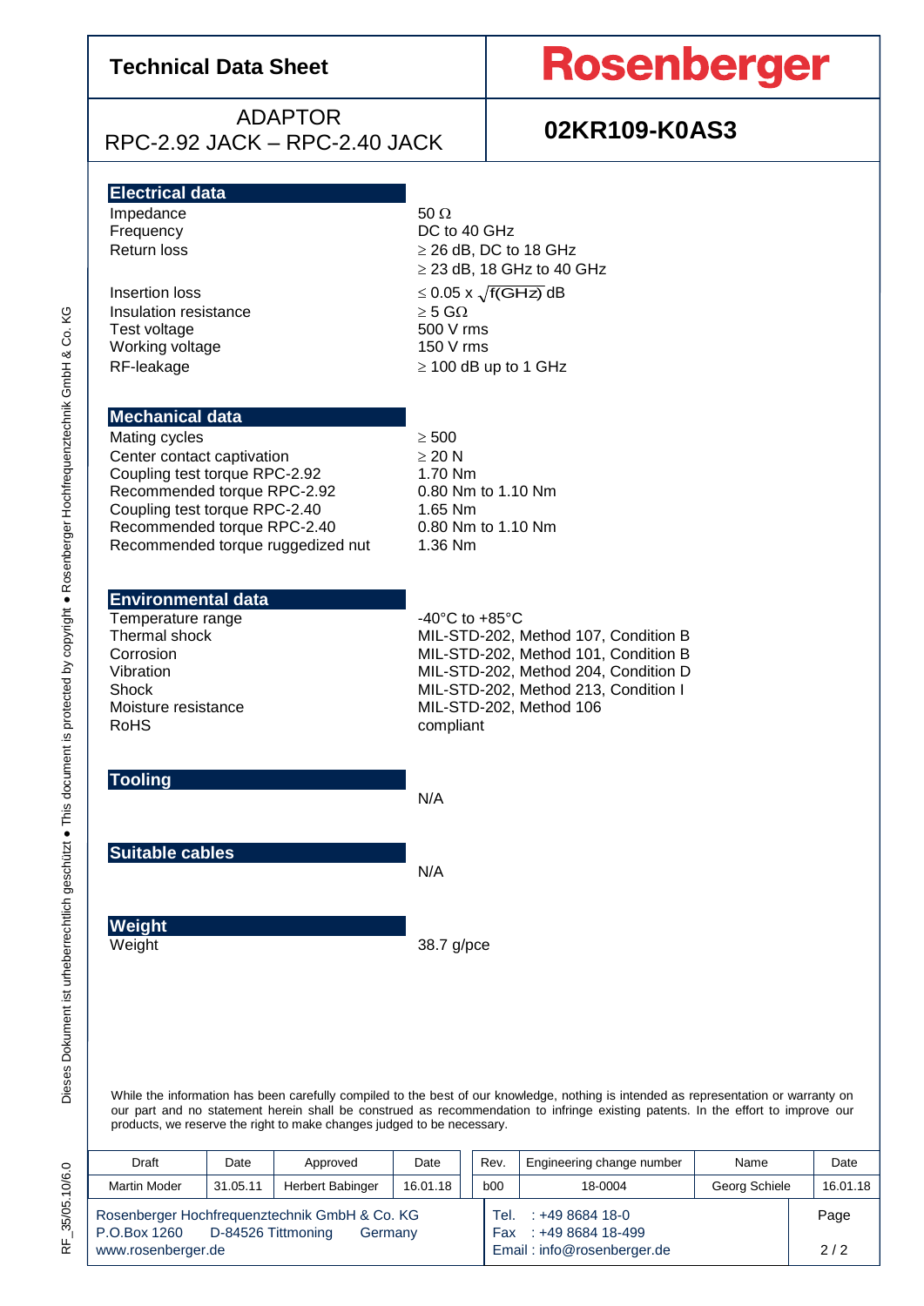# Technical Data Sheet

**Rosenberger**

ADAPTOR
RPC-2.92 JACK – RPC-2.40 JACK

**02KR109-K0AS3**

## Electrical data

| | |
|---|---|
| Impedance | 50 Ω |
| Frequency | DC to 40 GHz |
| Return loss | ≥ 26 dB, DC to 18 GHz |
| | ≥ 23 dB, 18 GHz to 40 GHz |
| Insertion loss | ≤ 0.05 x $\sqrt{f(GHz)}$ dB |
| Insulation resistance | ≥ 5 GΩ |
| Test voltage | 500 V rms |
| Working voltage | 150 V rms |
| RF-leakage | ≥ 100 dB up to 1 GHz |

## Mechanical data

| | |
|---|---|
| Mating cycles | ≥ 500 |
| Center contact captivation | ≥ 20 N |
| Coupling test torque RPC-2.92 | 1.70 Nm |
| Recommended torque RPC-2.92 | 0.80 Nm to 1.10 Nm |
| Coupling test torque RPC-2.40 | 1.65 Nm |
| Recommended torque RPC-2.40 | 0.80 Nm to 1.10 Nm |
| Recommended torque ruggedized nut | 1.36 Nm |

## Environmental data

| | |
|---|---|
| Temperature range | -40°C to +85°C |
| Thermal shock | MIL-STD-202, Method 107, Condition B |
| Corrosion | MIL-STD-202, Method 101, Condition B |
| Vibration | MIL-STD-202, Method 204, Condition D |
| Shock | MIL-STD-202, Method 213, Condition I |
| Moisture resistance | MIL-STD-202, Method 106 |
| RoHS | compliant |

## Tooling

N/A

## Suitable cables

N/A

## Weight

| | |
|---|---|
| Weight | 38.7 g/pce |

While the information has been carefully compiled to the best of our knowledge, nothing is intended as representation or warranty on our part and no statement herein shall be construed as recommendation to infringe existing patents. In the effort to improve our products, we reserve the right to make changes judged to be necessary.

| Draft | Date | Approved | Date | Rev. | Engineering change number | Name | Date |
|---|---|---|---|---|---|---|---|
| Martin Moder | 31.05.11 | Herbert Babinger | 16.01.18 | b00 | 18-0004 | Georg Schiele | 16.01.18 |

Rosenberger Hochfrequenztechnik GmbH & Co. KG
P.O.Box 1260 D-84526 Tittmoning Germany
www.rosenberger.de

Tel. : +49 8684 18-0
Fax : +49 8684 18-499
Email : info@rosenberger.de

Dieses Dokument ist urheberrechtlich geschützt ● This document is protected by copyright ● Rosenberger Hochfrequenztechnik GmbH & Co. KG

RF_35/05.10/6.0